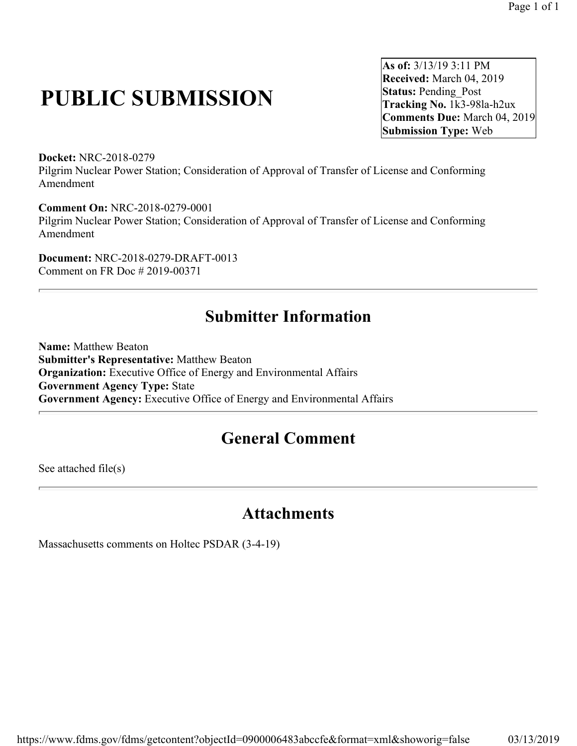**As of:** 3/13/19 3:11 PM
**Received:** March 04, 2019
**Status:** Pending_Post
**Tracking No.** 1k3-98la-h2ux
**Comments Due:** March 04, 2019
**Submission Type:** Web

# PUBLIC SUBMISSION

**Docket:** NRC-2018-0279
Pilgrim Nuclear Power Station; Consideration of Approval of Transfer of License and Conforming Amendment

**Comment On:** NRC-2018-0279-0001
Pilgrim Nuclear Power Station; Consideration of Approval of Transfer of License and Conforming Amendment

**Document:** NRC-2018-0279-DRAFT-0013
Comment on FR Doc # 2019-00371

## Submitter Information

**Name:** Matthew Beaton
**Submitter's Representative:** Matthew Beaton
**Organization:** Executive Office of Energy and Environmental Affairs
**Government Agency Type:** State
**Government Agency:** Executive Office of Energy and Environmental Affairs

## General Comment

See attached file(s)

## Attachments

Massachusetts comments on Holtec PSDAR (3-4-19)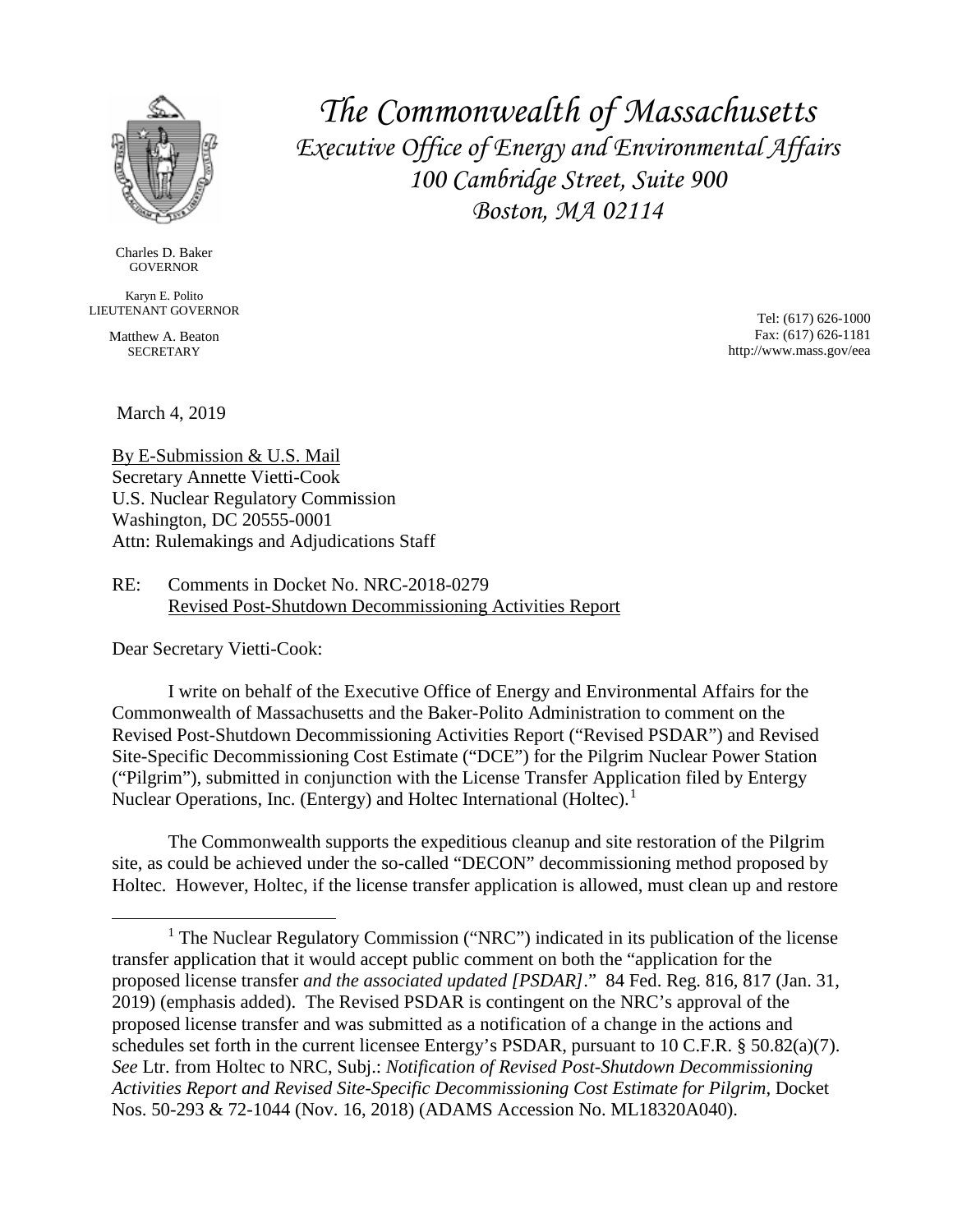# *The Commonwealth of Massachusetts*

*Executive Office of Energy and Environmental Affairs*
*100 Cambridge Street, Suite 900*
*Boston, MA 02114*

Charles D. Baker
GOVERNOR

Karyn E. Polito
LIEUTENANT GOVERNOR

Matthew A. Beaton
SECRETARY

Tel: (617) 626-1000
Fax: (617) 626-1181
http://www.mass.gov/eea

March 4, 2019

By E-Submission & U.S. Mail
Secretary Annette Vietti-Cook
U.S. Nuclear Regulatory Commission
Washington, DC 20555-0001
Attn: Rulemakings and Adjudications Staff

RE: Comments in Docket No. NRC-2018-0279
Revised Post-Shutdown Decommissioning Activities Report

Dear Secretary Vietti-Cook:

I write on behalf of the Executive Office of Energy and Environmental Affairs for the Commonwealth of Massachusetts and the Baker-Polito Administration to comment on the Revised Post-Shutdown Decommissioning Activities Report ("Revised PSDAR") and Revised Site-Specific Decommissioning Cost Estimate ("DCE") for the Pilgrim Nuclear Power Station ("Pilgrim"), submitted in conjunction with the License Transfer Application filed by Entergy Nuclear Operations, Inc. (Entergy) and Holtec International (Holtec).[1]

The Commonwealth supports the expeditious cleanup and site restoration of the Pilgrim site, as could be achieved under the so-called "DECON" decommissioning method proposed by Holtec. However, Holtec, if the license transfer application is allowed, must clean up and restore

[1] The Nuclear Regulatory Commission ("NRC") indicated in its publication of the license transfer application that it would accept public comment on both the "application for the proposed license transfer *and the associated updated [PSDAR]*." 84 Fed. Reg. 816, 817 (Jan. 31, 2019) (emphasis added). The Revised PSDAR is contingent on the NRC's approval of the proposed license transfer and was submitted as a notification of a change in the actions and schedules set forth in the current licensee Entergy's PSDAR, pursuant to 10 C.F.R. § 50.82(a)(7). *See* Ltr. from Holtec to NRC, Subj.: *Notification of Revised Post-Shutdown Decommissioning Activities Report and Revised Site-Specific Decommissioning Cost Estimate for Pilgrim*, Docket Nos. 50-293 & 72-1044 (Nov. 16, 2018) (ADAMS Accession No. ML18320A040).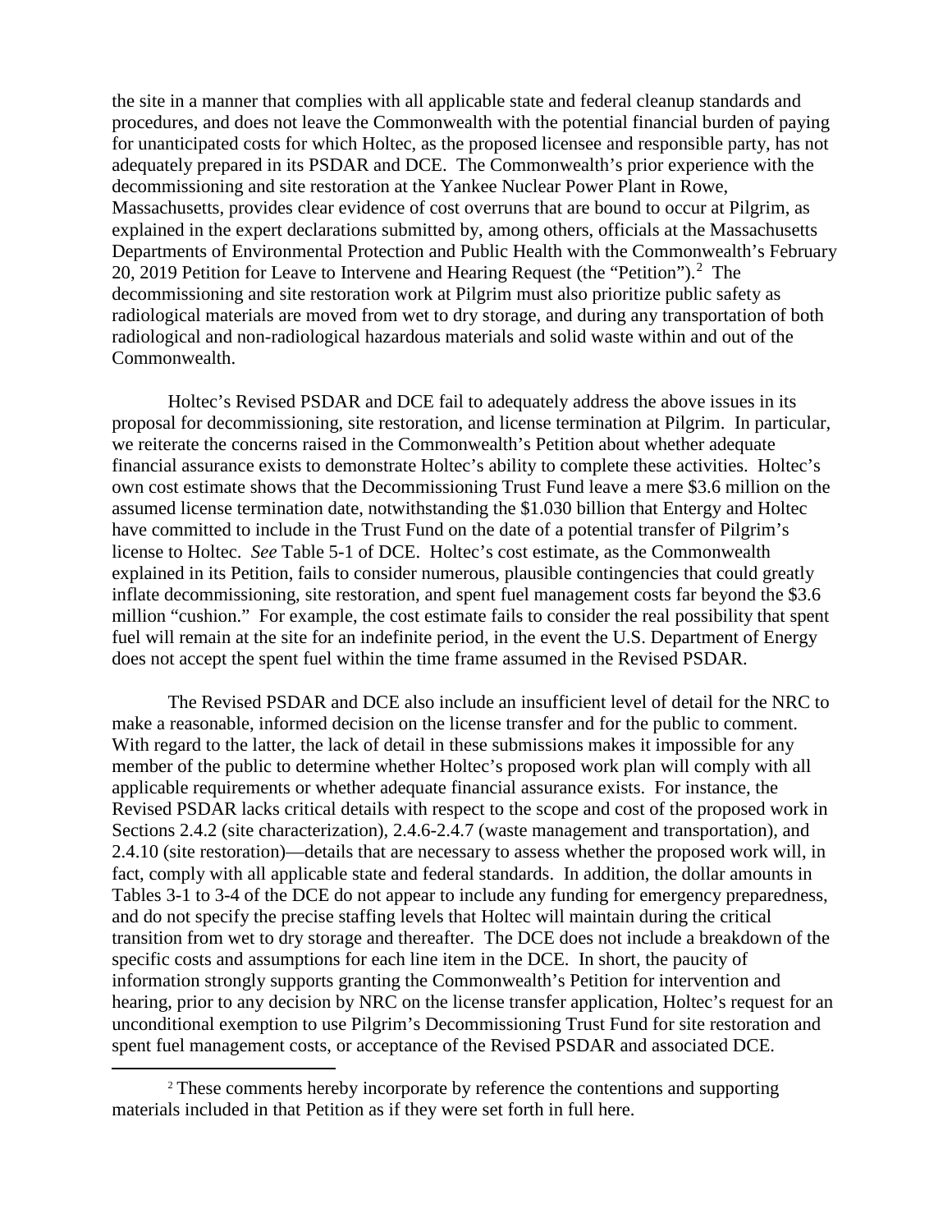the site in a manner that complies with all applicable state and federal cleanup standards and procedures, and does not leave the Commonwealth with the potential financial burden of paying for unanticipated costs for which Holtec, as the proposed licensee and responsible party, has not adequately prepared in its PSDAR and DCE. The Commonwealth's prior experience with the decommissioning and site restoration at the Yankee Nuclear Power Plant in Rowe, Massachusetts, provides clear evidence of cost overruns that are bound to occur at Pilgrim, as explained in the expert declarations submitted by, among others, officials at the Massachusetts Departments of Environmental Protection and Public Health with the Commonwealth's February 20, 2019 Petition for Leave to Intervene and Hearing Request (the "Petition").[2] The decommissioning and site restoration work at Pilgrim must also prioritize public safety as radiological materials are moved from wet to dry storage, and during any transportation of both radiological and non-radiological hazardous materials and solid waste within and out of the Commonwealth.

Holtec's Revised PSDAR and DCE fail to adequately address the above issues in its proposal for decommissioning, site restoration, and license termination at Pilgrim. In particular, we reiterate the concerns raised in the Commonwealth's Petition about whether adequate financial assurance exists to demonstrate Holtec's ability to complete these activities. Holtec's own cost estimate shows that the Decommissioning Trust Fund leave a mere \$3.6 million on the assumed license termination date, notwithstanding the \$1.030 billion that Entergy and Holtec have committed to include in the Trust Fund on the date of a potential transfer of Pilgrim's license to Holtec. *See* Table 5-1 of DCE. Holtec's cost estimate, as the Commonwealth explained in its Petition, fails to consider numerous, plausible contingencies that could greatly inflate decommissioning, site restoration, and spent fuel management costs far beyond the \$3.6 million "cushion." For example, the cost estimate fails to consider the real possibility that spent fuel will remain at the site for an indefinite period, in the event the U.S. Department of Energy does not accept the spent fuel within the time frame assumed in the Revised PSDAR.

The Revised PSDAR and DCE also include an insufficient level of detail for the NRC to make a reasonable, informed decision on the license transfer and for the public to comment. With regard to the latter, the lack of detail in these submissions makes it impossible for any member of the public to determine whether Holtec's proposed work plan will comply with all applicable requirements or whether adequate financial assurance exists. For instance, the Revised PSDAR lacks critical details with respect to the scope and cost of the proposed work in Sections 2.4.2 (site characterization), 2.4.6-2.4.7 (waste management and transportation), and 2.4.10 (site restoration)—details that are necessary to assess whether the proposed work will, in fact, comply with all applicable state and federal standards. In addition, the dollar amounts in Tables 3-1 to 3-4 of the DCE do not appear to include any funding for emergency preparedness, and do not specify the precise staffing levels that Holtec will maintain during the critical transition from wet to dry storage and thereafter. The DCE does not include a breakdown of the specific costs and assumptions for each line item in the DCE. In short, the paucity of information strongly supports granting the Commonwealth's Petition for intervention and hearing, prior to any decision by NRC on the license transfer application, Holtec's request for an unconditional exemption to use Pilgrim's Decommissioning Trust Fund for site restoration and spent fuel management costs, or acceptance of the Revised PSDAR and associated DCE.

[2] These comments hereby incorporate by reference the contentions and supporting materials included in that Petition as if they were set forth in full here.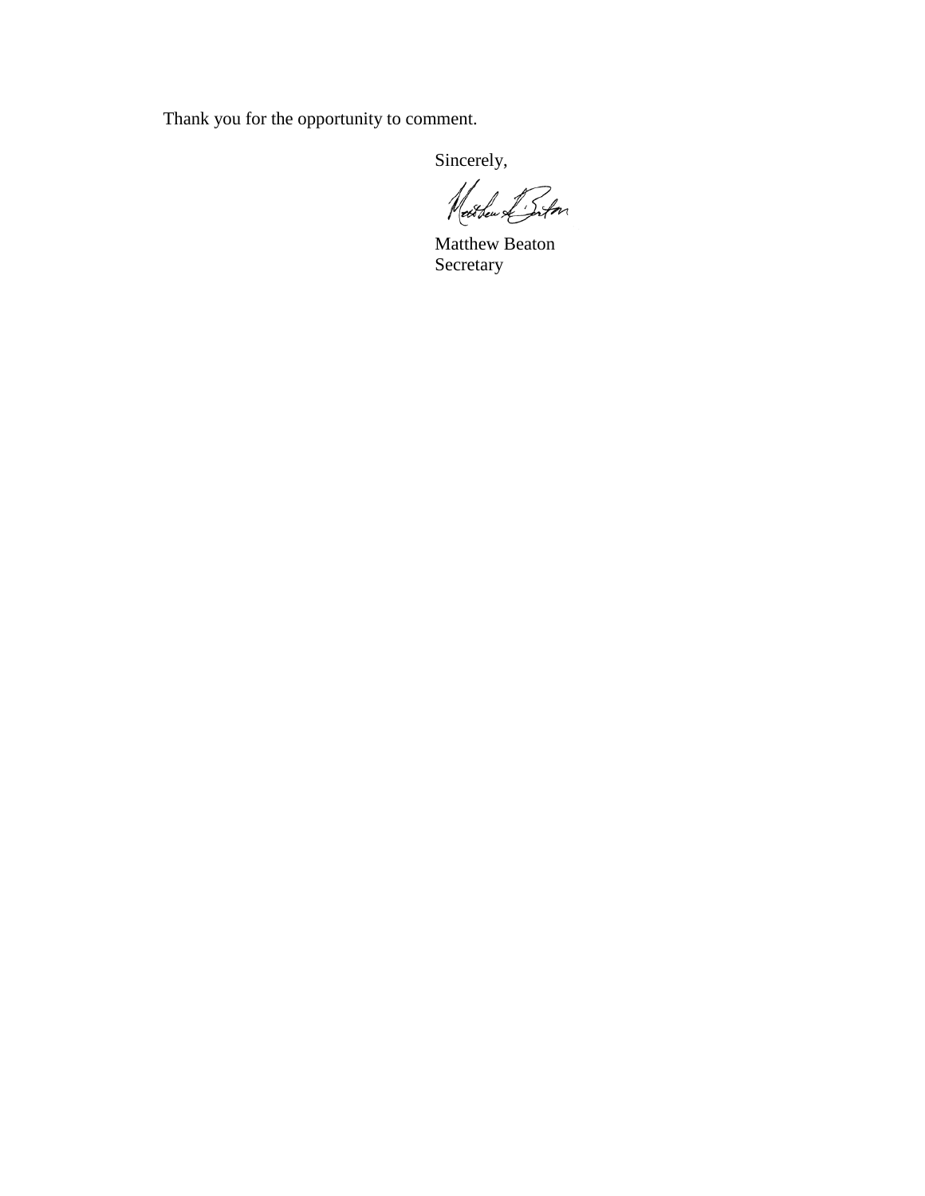Thank you for the opportunity to comment.

Sincerely,

Matthew Beaton
Secretary